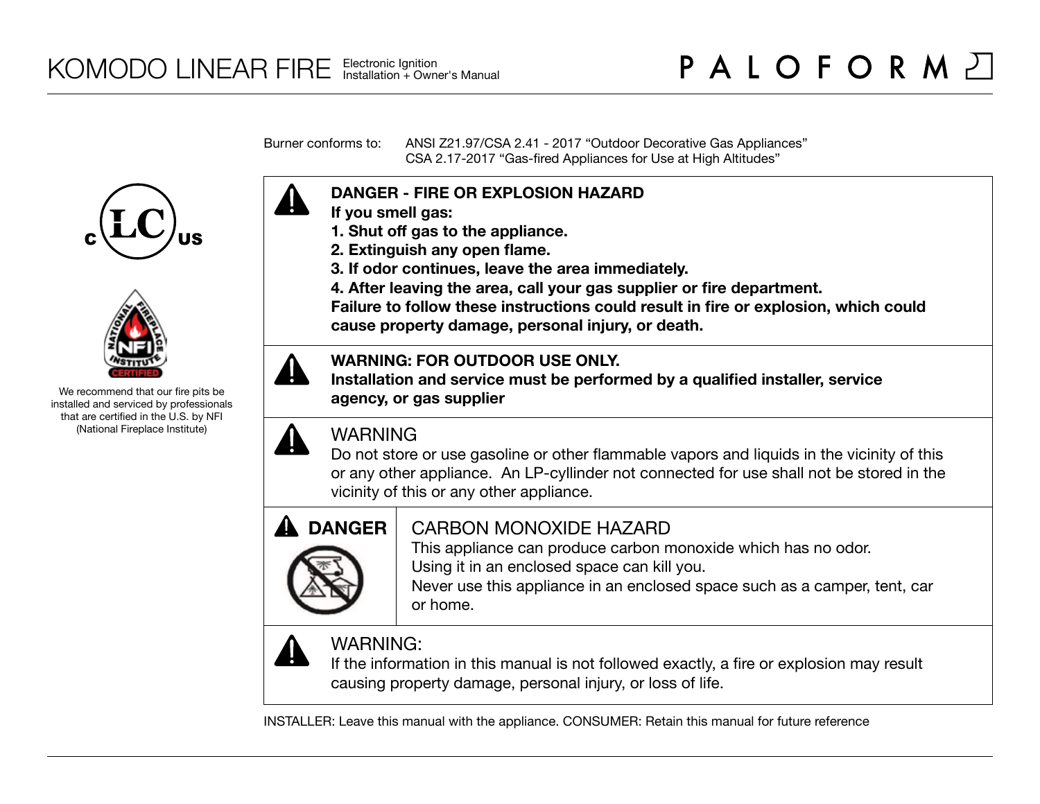# KOMODO LINEAR FIRE

Electronic Ignition
Installation + Owner's Manual

PALOFORM

We recommend that our fire pits be installed and serviced by professionals that are certified in the U.S. by NFI (National Fireplace Institute)

Burner conforms to: ANSI Z21.97/CSA 2.41 - 2017 "Outdoor Decorative Gas Appliances"
CSA 2.17-2017 "Gas-fired Appliances for Use at High Altitudes"

**DANGER - FIRE OR EXPLOSION HAZARD**
**If you smell gas:**
**1. Shut off gas to the appliance.**
**2. Extinguish any open flame.**
**3. If odor continues, leave the area immediately.**
**4. After leaving the area, call your gas supplier or fire department.**
**Failure to follow these instructions could result in fire or explosion, which could cause property damage, personal injury, or death.**

**WARNING: FOR OUTDOOR USE ONLY.**
**Installation and service must be performed by a qualified installer, service agency, or gas supplier**

WARNING
Do not store or use gasoline or other flammable vapors and liquids in the vicinity of this or any other appliance. An LP-cyllinder not connected for use shall not be stored in the vicinity of this or any other appliance.

**DANGER**

CARBON MONOXIDE HAZARD
This appliance can produce carbon monoxide which has no odor.
Using it in an enclosed space can kill you.
Never use this appliance in an enclosed space such as a camper, tent, car or home.

WARNING:
If the information in this manual is not followed exactly, a fire or explosion may result causing property damage, personal injury, or loss of life.

INSTALLER: Leave this manual with the appliance. CONSUMER: Retain this manual for future reference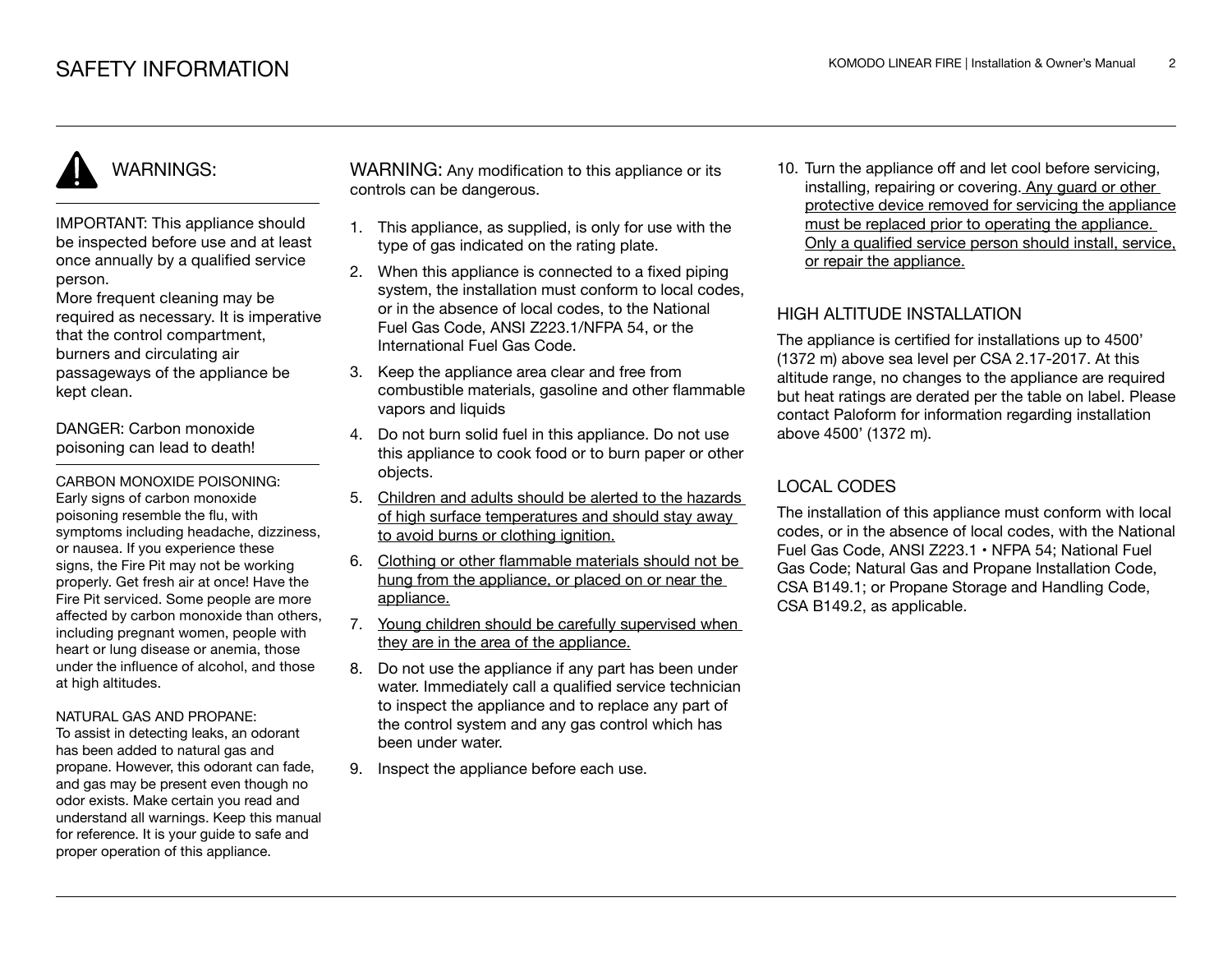# SAFETY INFORMATION

## WARNINGS:

IMPORTANT: This appliance should be inspected before use and at least once annually by a qualified service person.
More frequent cleaning may be required as necessary. It is imperative that the control compartment, burners and circulating air passageways of the appliance be kept clean.

DANGER: Carbon monoxide poisoning can lead to death!

CARBON MONOXIDE POISONING:
Early signs of carbon monoxide poisoning resemble the flu, with symptoms including headache, dizziness, or nausea. If you experience these signs, the Fire Pit may not be working properly. Get fresh air at once! Have the Fire Pit serviced. Some people are more affected by carbon monoxide than others, including pregnant women, people with heart or lung disease or anemia, those under the influence of alcohol, and those at high altitudes.

NATURAL GAS AND PROPANE:
To assist in detecting leaks, an odorant has been added to natural gas and propane. However, this odorant can fade, and gas may be present even though no odor exists. Make certain you read and understand all warnings. Keep this manual for reference. It is your guide to safe and proper operation of this appliance.

WARNING: Any modification to this appliance or its controls can be dangerous.

1. This appliance, as supplied, is only for use with the type of gas indicated on the rating plate.
2. When this appliance is connected to a fixed piping system, the installation must conform to local codes, or in the absence of local codes, to the National Fuel Gas Code, ANSI Z223.1/NFPA 54, or the International Fuel Gas Code.
3. Keep the appliance area clear and free from combustible materials, gasoline and other flammable vapors and liquids
4. Do not burn solid fuel in this appliance. Do not use this appliance to cook food or to burn paper or other objects.
5. Children and adults should be alerted to the hazards of high surface temperatures and should stay away to avoid burns or clothing ignition.
6. Clothing or other flammable materials should not be hung from the appliance, or placed on or near the appliance.
7. Young children should be carefully supervised when they are in the area of the appliance.
8. Do not use the appliance if any part has been under water. Immediately call a qualified service technician to inspect the appliance and to replace any part of the control system and any gas control which has been under water.
9. Inspect the appliance before each use.
10. Turn the appliance off and let cool before servicing, installing, repairing or covering. Any guard or other protective device removed for servicing the appliance must be replaced prior to operating the appliance. Only a qualified service person should install, service, or repair the appliance.

## HIGH ALTITUDE INSTALLATION

The appliance is certified for installations up to 4500' (1372 m) above sea level per CSA 2.17-2017. At this altitude range, no changes to the appliance are required but heat ratings are derated per the table on label. Please contact Paloform for information regarding installation above 4500' (1372 m).

## LOCAL CODES

The installation of this appliance must conform with local codes, or in the absence of local codes, with the National Fuel Gas Code, ANSI Z223.1 • NFPA 54; National Fuel Gas Code; Natural Gas and Propane Installation Code, CSA B149.1; or Propane Storage and Handling Code, CSA B149.2, as applicable.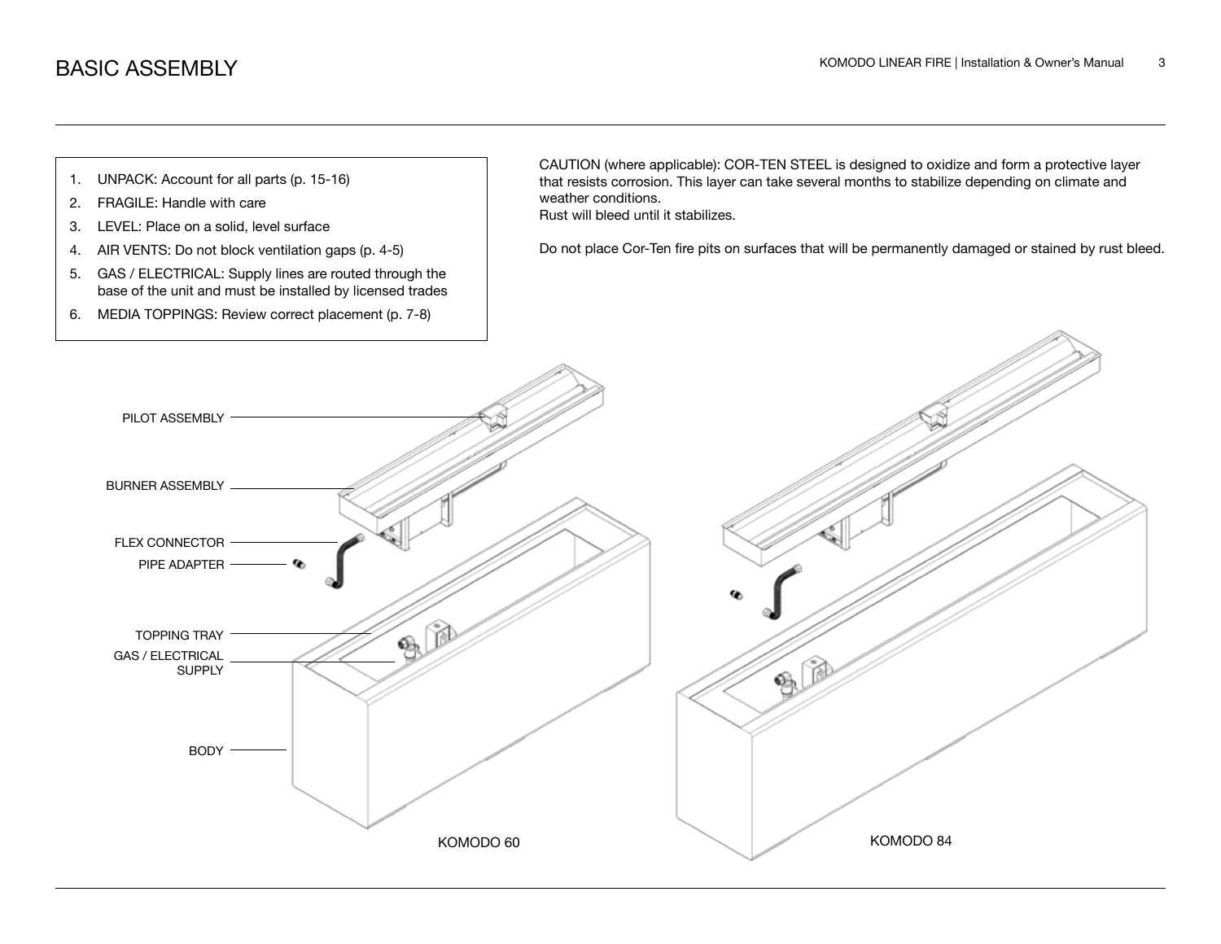# BASIC ASSEMBLY

1. UNPACK: Account for all parts (p. 15-16)
2. FRAGILE: Handle with care
3. LEVEL: Place on a solid, level surface
4. AIR VENTS: Do not block ventilation gaps (p. 4-5)
5. GAS / ELECTRICAL: Supply lines are routed through the base of the unit and must be installed by licensed trades
6. MEDIA TOPPINGS: Review correct placement (p. 7-8)

CAUTION (where applicable): COR-TEN STEEL is designed to oxidize and form a protective layer that resists corrosion. This layer can take several months to stabilize depending on climate and weather conditions.
Rust will bleed until it stabilizes.

Do not place Cor-Ten fire pits on surfaces that will be permanently damaged or stained by rust bleed.

PILOT ASSEMBLY

BURNER ASSEMBLY

FLEX CONNECTOR

PIPE ADAPTER

TOPPING TRAY

GAS / ELECTRICAL SUPPLY

BODY

KOMODO 60

KOMODO 84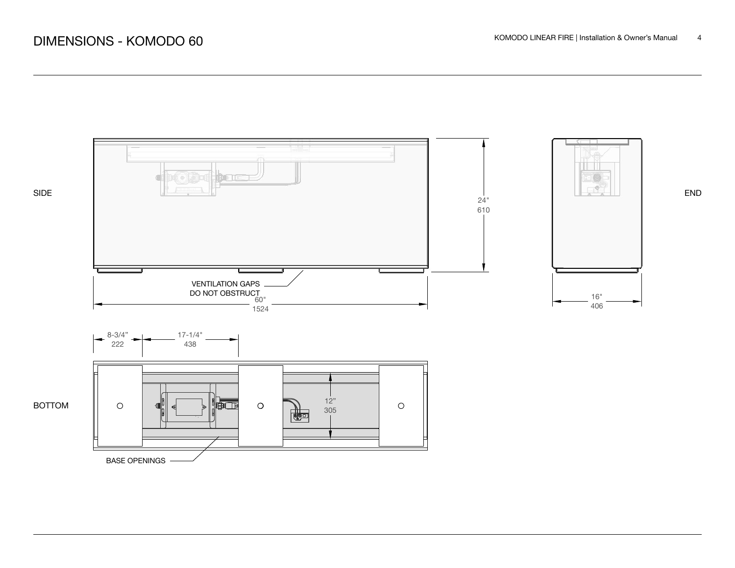# DIMENSIONS - KOMODO 60

SIDE

24"
610

VENTILATION GAPS
DO NOT OBSTRUCT

60"
1524

END

16"
406

8-3/4"
222

17-1/4"
438

BOTTOM

12"
305

BASE OPENINGS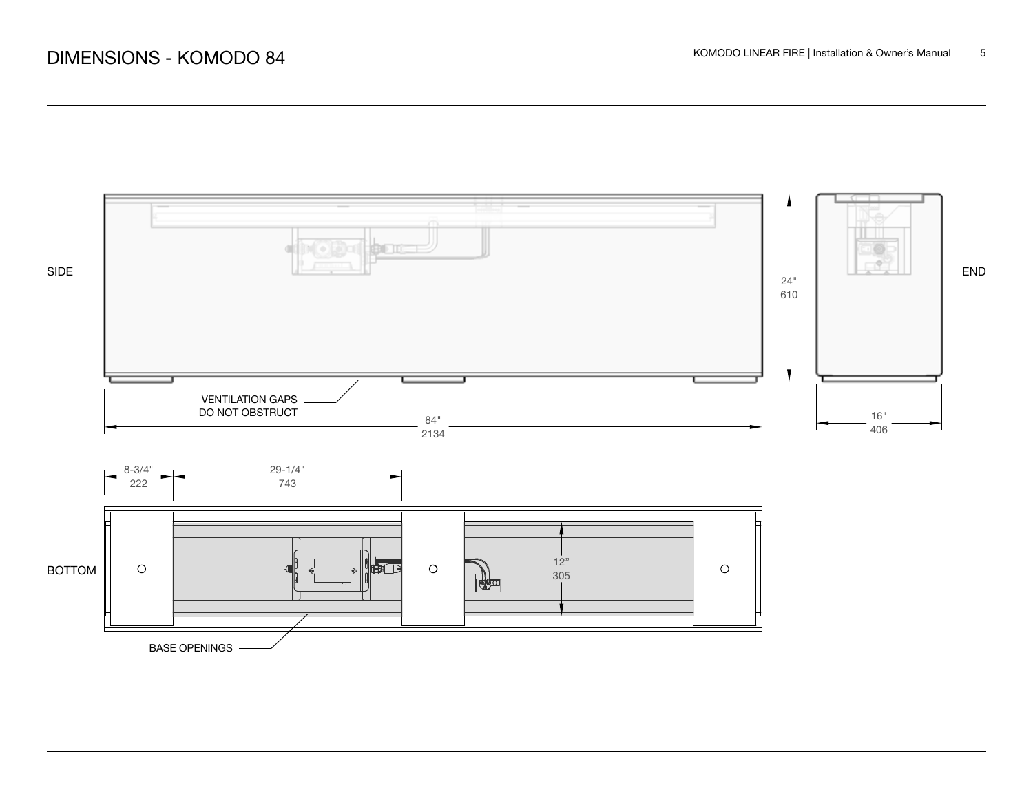# DIMENSIONS - KOMODO 84

SIDE

END

24"
610

VENTILATION GAPS
DO NOT OBSTRUCT

84"
2134

16"
406

8-3/4"
222

29-1/4"
743

BOTTOM

12"
305

BASE OPENINGS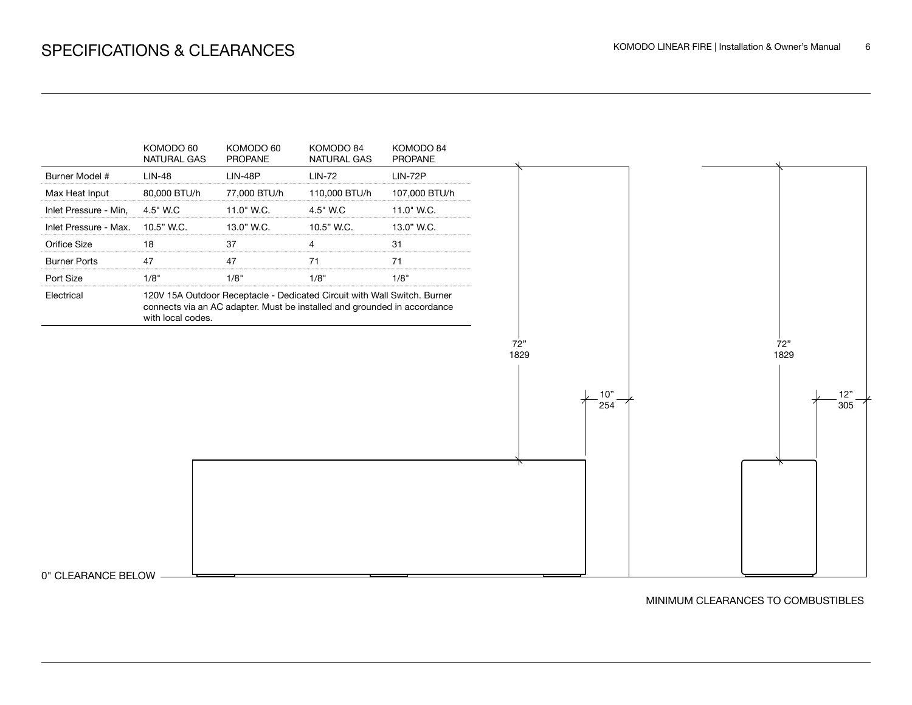# SPECIFICATIONS & CLEARANCES

| | KOMODO 60 NATURAL GAS | KOMODO 60 PROPANE | KOMODO 84 NATURAL GAS | KOMODO 84 PROPANE |
|---|---|---|---|---|
| Burner Model # | LIN-48 | LIN-48P | LIN-72 | LIN-72P |
| Max Heat Input | 80,000 BTU/h | 77,000 BTU/h | 110,000 BTU/h | 107,000 BTU/h |
| Inlet Pressure - Min, | 4.5" W.C | 11.0" W.C. | 4.5" W.C | 11.0" W.C. |
| Inlet Pressure - Max. | 10.5" W.C. | 13.0" W.C. | 10.5" W.C. | 13.0" W.C. |
| Orifice Size | 18 | 37 | 4 | 31 |
| Burner Ports | 47 | 47 | 71 | 71 |
| Port Size | 1/8" | 1/8" | 1/8" | 1/8" |
| Electrical | 120V 15A Outdoor Receptacle - Dedicated Circuit with Wall Switch. Burner connects via an AC adapter. Must be installed and grounded in accordance with local codes. | | | |

72”
1829

10”
254

72”
1829

12”
305

0" CLEARANCE BELOW

MINIMUM CLEARANCES TO COMBUSTIBLES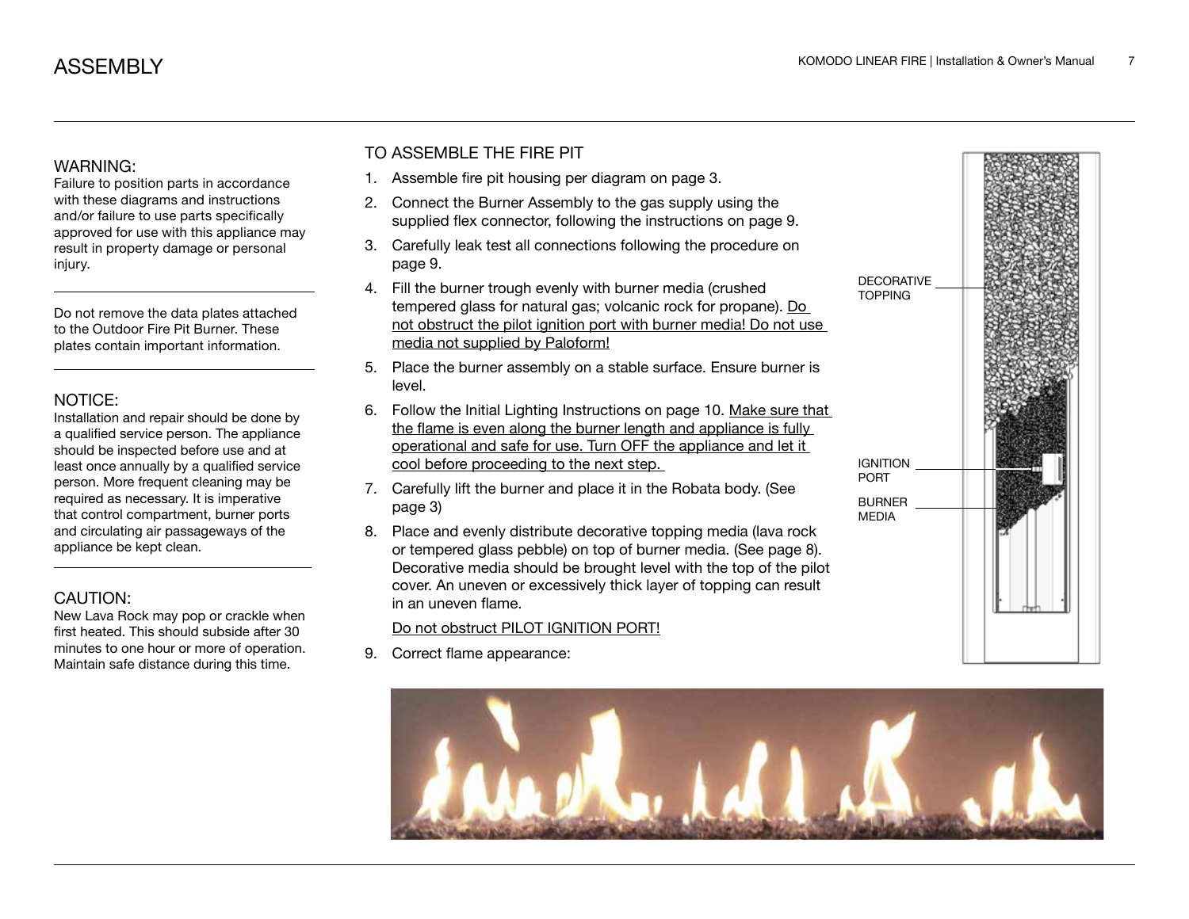# ASSEMBLY

### WARNING:

Failure to position parts in accordance with these diagrams and instructions and/or failure to use parts specifically approved for use with this appliance may result in property damage or personal injury.

---

Do not remove the data plates attached to the Outdoor Fire Pit Burner. These plates contain important information.

---

### NOTICE:

Installation and repair should be done by a qualified service person. The appliance should be inspected before use and at least once annually by a qualified service person. More frequent cleaning may be required as necessary. It is imperative that control compartment, burner ports and circulating air passageways of the appliance be kept clean.

---

### CAUTION:

New Lava Rock may pop or crackle when first heated. This should subside after 30 minutes to one hour or more of operation. Maintain safe distance during this time.

## TO ASSEMBLE THE FIRE PIT

1. Assemble fire pit housing per diagram on page 3.
2. Connect the Burner Assembly to the gas supply using the supplied flex connector, following the instructions on page 9.
3. Carefully leak test all connections following the procedure on page 9.
4. Fill the burner trough evenly with burner media (crushed tempered glass for natural gas; volcanic rock for propane). <u>Do not obstruct the pilot ignition port with burner media! Do not use media not supplied by Paloform!</u>
5. Place the burner assembly on a stable surface. Ensure burner is level.
6. Follow the Initial Lighting Instructions on page 10. <u>Make sure that the flame is even along the burner length and appliance is fully operational and safe for use. Turn OFF the appliance and let it cool before proceeding to the next step.</u>
7. Carefully lift the burner and place it in the Robata body. (See page 3)
8. Place and evenly distribute decorative topping media (lava rock or tempered glass pebble) on top of burner media. (See page 8). Decorative media should be brought level with the top of the pilot cover. An uneven or excessively thick layer of topping can result in an uneven flame.

   <u>Do not obstruct PILOT IGNITION PORT!</u>
9. Correct flame appearance:

DECORATIVE TOPPING

IGNITION PORT

BURNER MEDIA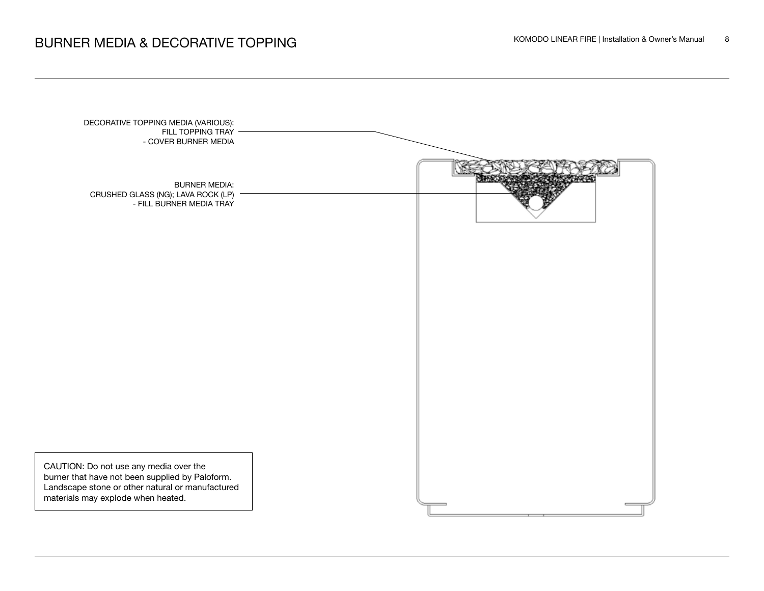# BURNER MEDIA & DECORATIVE TOPPING

DECORATIVE TOPPING MEDIA (VARIOUS):
FILL TOPPING TRAY
- COVER BURNER MEDIA

BURNER MEDIA:
CRUSHED GLASS (NG); LAVA ROCK (LP)
- FILL BURNER MEDIA TRAY

CAUTION: Do not use any media over the burner that have not been supplied by Paloform. Landscape stone or other natural or manufactured materials may explode when heated.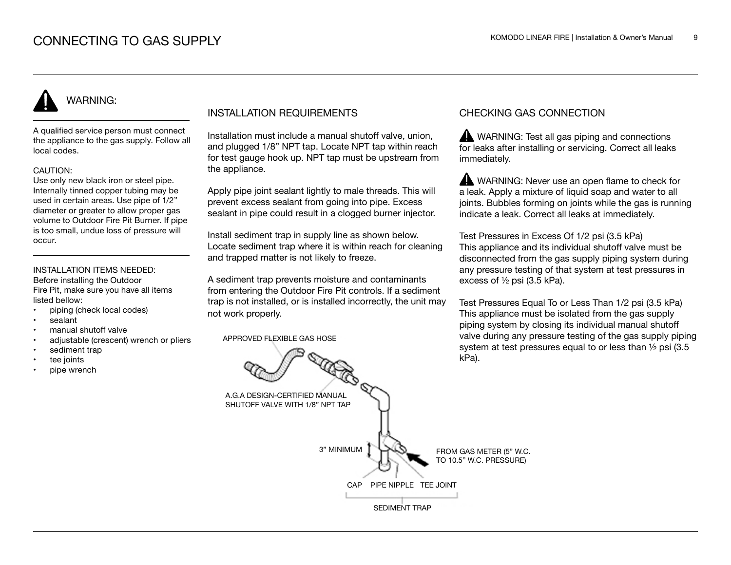# CONNECTING TO GAS SUPPLY

## WARNING:

A qualified service person must connect the appliance to the gas supply. Follow all local codes.

CAUTION:
Use only new black iron or steel pipe. Internally tinned copper tubing may be used in certain areas. Use pipe of 1/2" diameter or greater to allow proper gas volume to Outdoor Fire Pit Burner. If pipe is too small, undue loss of pressure will occur.

INSTALLATION ITEMS NEEDED:
Before installing the Outdoor Fire Pit, make sure you have all items listed bellow:

- piping (check local codes)
- sealant
- manual shutoff valve
- adjustable (crescent) wrench or pliers
- sediment trap
- tee joints
- pipe wrench

## INSTALLATION REQUIREMENTS

Installation must include a manual shutoff valve, union, and plugged 1/8" NPT tap. Locate NPT tap within reach for test gauge hook up. NPT tap must be upstream from the appliance.

Apply pipe joint sealant lightly to male threads. This will prevent excess sealant from going into pipe. Excess sealant in pipe could result in a clogged burner injector.

Install sediment trap in supply line as shown below. Locate sediment trap where it is within reach for cleaning and trapped matter is not likely to freeze.

A sediment trap prevents moisture and contaminants from entering the Outdoor Fire Pit controls. If a sediment trap is not installed, or is installed incorrectly, the unit may not work properly.

APPROVED FLEXIBLE GAS HOSE

A.G.A DESIGN-CERTIFIED MANUAL SHUTOFF VALVE WITH 1/8" NPT TAP

3" MINIMUM

FROM GAS METER (5" W.C. TO 10.5" W.C. PRESSURE)

CAP PIPE NIPPLE TEE JOINT

SEDIMENT TRAP

## CHECKING GAS CONNECTION

WARNING: Test all gas piping and connections for leaks after installing or servicing. Correct all leaks immediately.

WARNING: Never use an open flame to check for a leak. Apply a mixture of liquid soap and water to all joints. Bubbles forming on joints while the gas is running indicate a leak. Correct all leaks at immediately.

Test Pressures in Excess Of 1/2 psi (3.5 kPa)
This appliance and its individual shutoff valve must be disconnected from the gas supply piping system during any pressure testing of that system at test pressures in excess of ½ psi (3.5 kPa).

Test Pressures Equal To or Less Than 1/2 psi (3.5 kPa)
This appliance must be isolated from the gas supply piping system by closing its individual manual shutoff valve during any pressure testing of the gas supply piping system at test pressures equal to or less than ½ psi (3.5 kPa).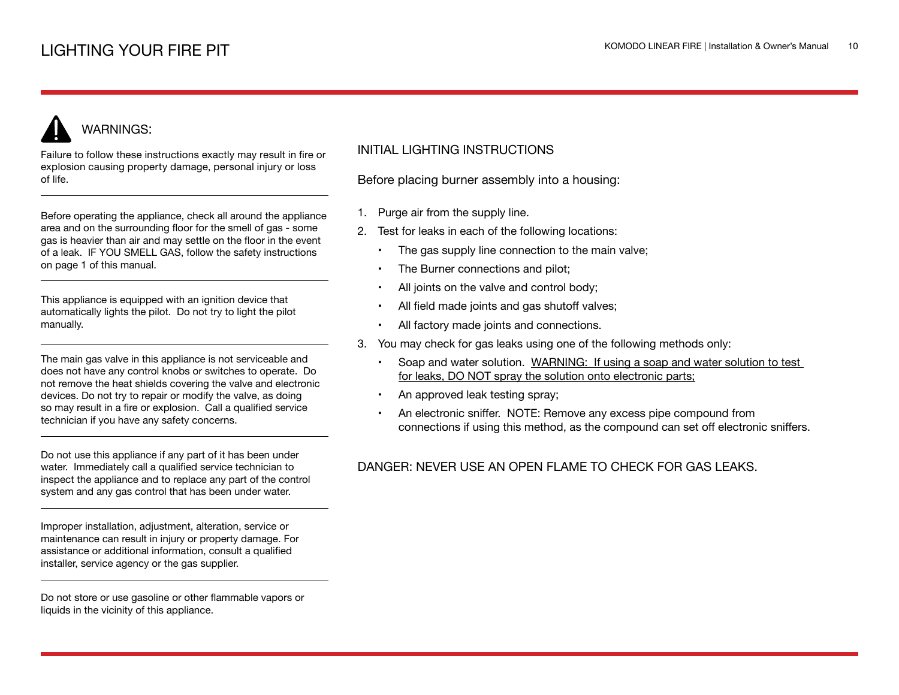# LIGHTING YOUR FIRE PIT

## WARNINGS:

Failure to follow these instructions exactly may result in fire or explosion causing property damage, personal injury or loss of life.

---

Before operating the appliance, check all around the appliance area and on the surrounding floor for the smell of gas - some gas is heavier than air and may settle on the floor in the event of a leak. IF YOU SMELL GAS, follow the safety instructions on page 1 of this manual.

---

This appliance is equipped with an ignition device that automatically lights the pilot. Do not try to light the pilot manually.

---

The main gas valve in this appliance is not serviceable and does not have any control knobs or switches to operate. Do not remove the heat shields covering the valve and electronic devices. Do not try to repair or modify the valve, as doing so may result in a fire or explosion. Call a qualified service technician if you have any safety concerns.

---

Do not use this appliance if any part of it has been under water. Immediately call a qualified service technician to inspect the appliance and to replace any part of the control system and any gas control that has been under water.

---

Improper installation, adjustment, alteration, service or maintenance can result in injury or property damage. For assistance or additional information, consult a qualified installer, service agency or the gas supplier.

---

Do not store or use gasoline or other flammable vapors or liquids in the vicinity of this appliance.

## INITIAL LIGHTING INSTRUCTIONS

Before placing burner assembly into a housing:

1. Purge air from the supply line.
2. Test for leaks in each of the following locations:
    - The gas supply line connection to the main valve;
    - The Burner connections and pilot;
    - All joints on the valve and control body;
    - All field made joints and gas shutoff valves;
    - All factory made joints and connections.
3. You may check for gas leaks using one of the following methods only:
    - Soap and water solution. WARNING: If using a soap and water solution to test for leaks, DO NOT spray the solution onto electronic parts;
    - An approved leak testing spray;
    - An electronic sniffer. NOTE: Remove any excess pipe compound from connections if using this method, as the compound can set off electronic sniffers.

DANGER: NEVER USE AN OPEN FLAME TO CHECK FOR GAS LEAKS.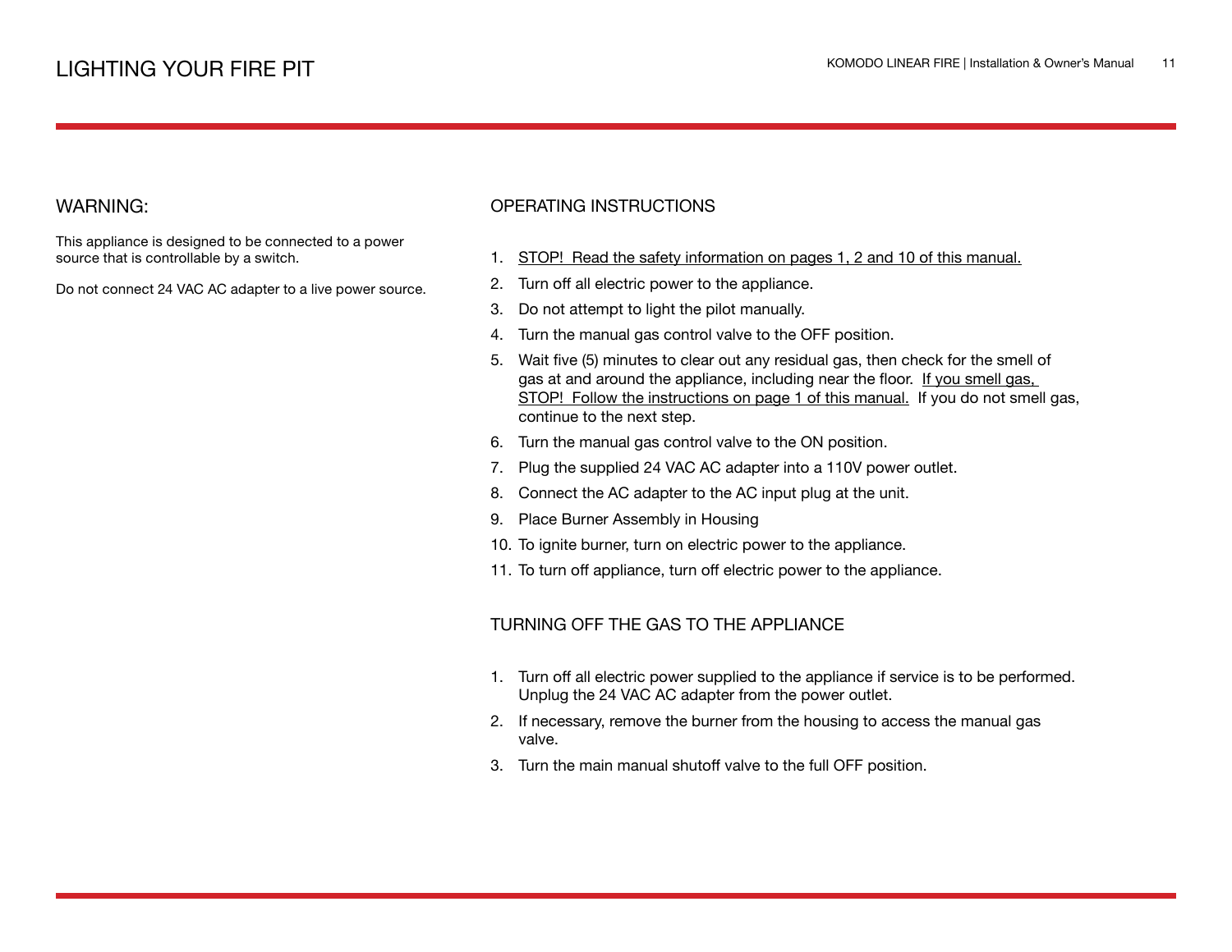# LIGHTING YOUR FIRE PIT

## WARNING:

This appliance is designed to be connected to a power source that is controllable by a switch.

Do not connect 24 VAC AC adapter to a live power source.

## OPERATING INSTRUCTIONS

1. <u>STOP! Read the safety information on pages 1, 2 and 10 of this manual.</u>
2. Turn off all electric power to the appliance.
3. Do not attempt to light the pilot manually.
4. Turn the manual gas control valve to the OFF position.
5. Wait five (5) minutes to clear out any residual gas, then check for the smell of gas at and around the appliance, including near the floor. <u>If you smell gas, STOP! Follow the instructions on page 1 of this manual.</u> If you do not smell gas, continue to the next step.
6. Turn the manual gas control valve to the ON position.
7. Plug the supplied 24 VAC AC adapter into a 110V power outlet.
8. Connect the AC adapter to the AC input plug at the unit.
9. Place Burner Assembly in Housing
10. To ignite burner, turn on electric power to the appliance.
11. To turn off appliance, turn off electric power to the appliance.

## TURNING OFF THE GAS TO THE APPLIANCE

1. Turn off all electric power supplied to the appliance if service is to be performed. Unplug the 24 VAC AC adapter from the power outlet.
2. If necessary, remove the burner from the housing to access the manual gas valve.
3. Turn the main manual shutoff valve to the full OFF position.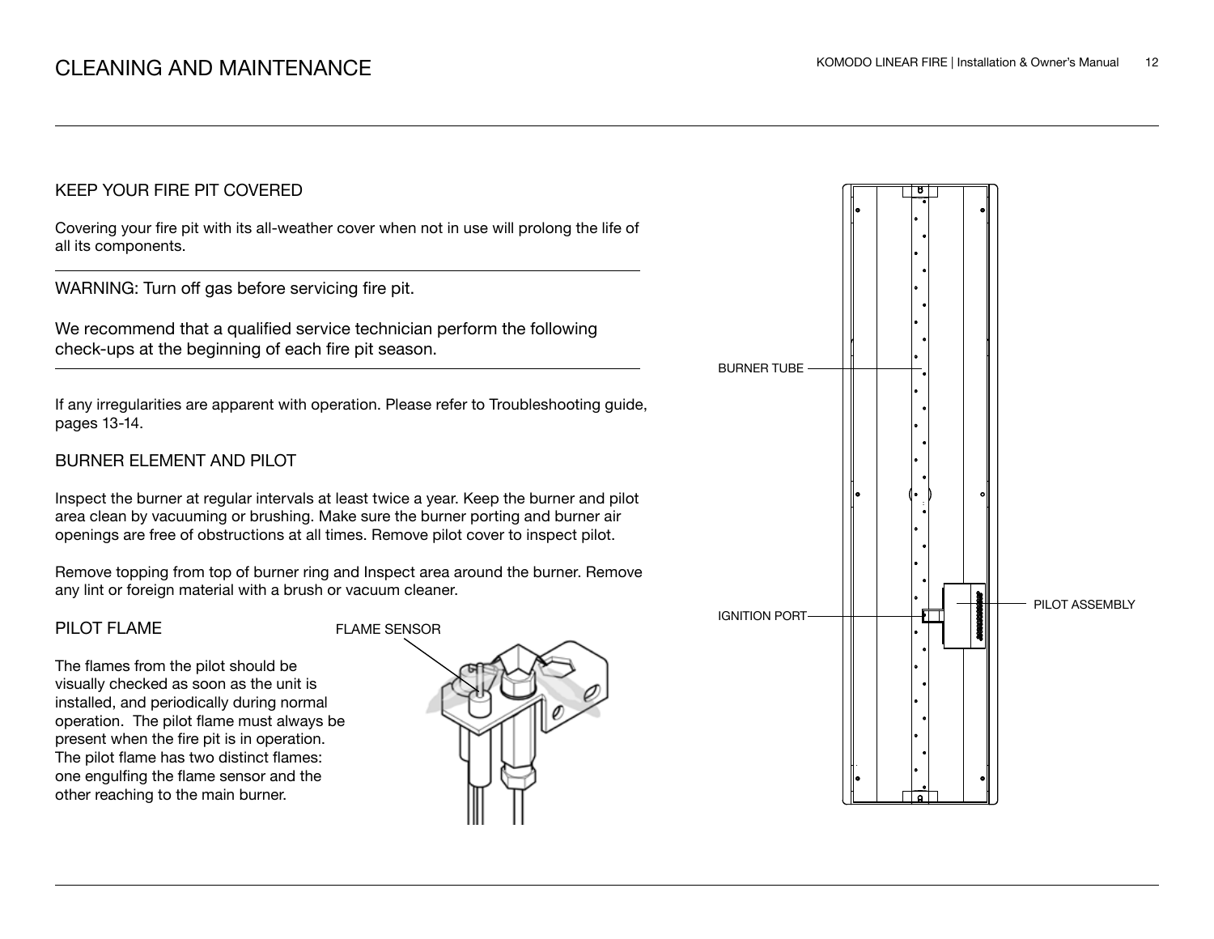# CLEANING AND MAINTENANCE

## KEEP YOUR FIRE PIT COVERED

Covering your fire pit with its all-weather cover when not in use will prolong the life of all its components.

---

WARNING: Turn off gas before servicing fire pit.

We recommend that a qualified service technician perform the following check-ups at the beginning of each fire pit season.

---

If any irregularities are apparent with operation. Please refer to Troubleshooting guide, pages 13-14.

## BURNER ELEMENT AND PILOT

Inspect the burner at regular intervals at least twice a year. Keep the burner and pilot area clean by vacuuming or brushing. Make sure the burner porting and burner air openings are free of obstructions at all times. Remove pilot cover to inspect pilot.

Remove topping from top of burner ring and Inspect area around the burner. Remove any lint or foreign material with a brush or vacuum cleaner.

## PILOT FLAME

The flames from the pilot should be visually checked as soon as the unit is installed, and periodically during normal operation. The pilot flame must always be present when the fire pit is in operation. The pilot flame has two distinct flames: one engulfing the flame sensor and the other reaching to the main burner.

FLAME SENSOR

BURNER TUBE

IGNITION PORT

PILOT ASSEMBLY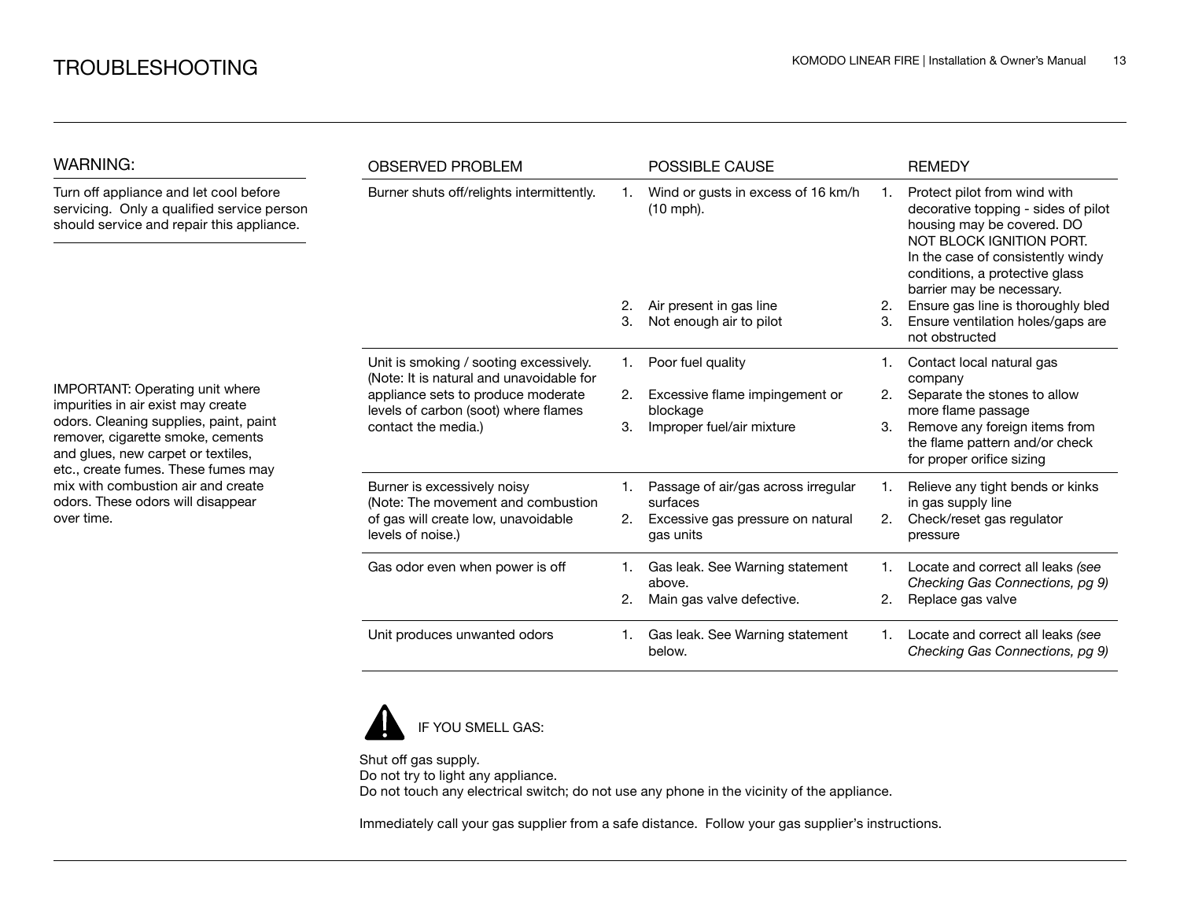# TROUBLESHOOTING

## WARNING:

Turn off appliance and let cool before servicing. Only a qualified service person should service and repair this appliance.

IMPORTANT: Operating unit where impurities in air exist may create odors. Cleaning supplies, paint, paint remover, cigarette smoke, cements and glues, new carpet or textiles, etc., create fumes. These fumes may mix with combustion air and create odors. These odors will disappear over time.

| OBSERVED PROBLEM | POSSIBLE CAUSE | REMEDY |
|---|---|---|
| Burner shuts off/relights intermittently. | 1. Wind or gusts in excess of 16 km/h (10 mph).<br>2. Air present in gas line<br>3. Not enough air to pilot | 1. Protect pilot from wind with decorative topping - sides of pilot housing may be covered. DO NOT BLOCK IGNITION PORT. In the case of consistently windy conditions, a protective glass barrier may be necessary.<br>2. Ensure gas line is thoroughly bled<br>3. Ensure ventilation holes/gaps are not obstructed |
| Unit is smoking / sooting excessively. (Note: It is natural and unavoidable for appliance sets to produce moderate levels of carbon (soot) where flames contact the media.) | 1. Poor fuel quality<br>2. Excessive flame impingement or blockage<br>3. Improper fuel/air mixture | 1. Contact local natural gas company<br>2. Separate the stones to allow more flame passage<br>3. Remove any foreign items from the flame pattern and/or check for proper orifice sizing |
| Burner is excessively noisy (Note: The movement and combustion of gas will create low, unavoidable levels of noise.) | 1. Passage of air/gas across irregular surfaces<br>2. Excessive gas pressure on natural gas units | 1. Relieve any tight bends or kinks in gas supply line<br>2. Check/reset gas regulator pressure |
| Gas odor even when power is off | 1. Gas leak. See Warning statement above.<br>2. Main gas valve defective. | 1. Locate and correct all leaks *(see Checking Gas Connections, pg 9)*<br>2. Replace gas valve |
| Unit produces unwanted odors | 1. Gas leak. See Warning statement below. | 1. Locate and correct all leaks *(see Checking Gas Connections, pg 9)* |

IF YOU SMELL GAS:

Shut off gas supply.
Do not try to light any appliance.
Do not touch any electrical switch; do not use any phone in the vicinity of the appliance.

Immediately call your gas supplier from a safe distance. Follow your gas supplier's instructions.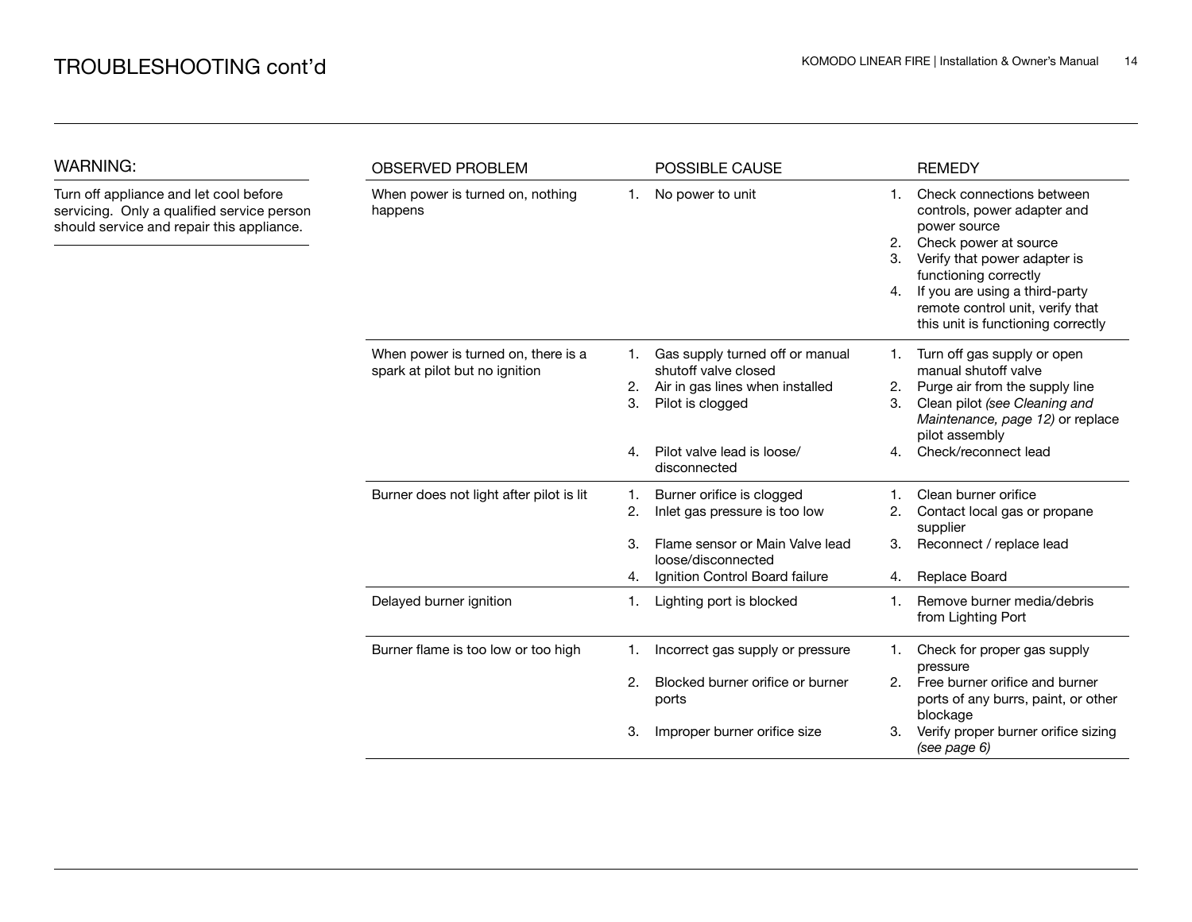# TROUBLESHOOTING cont'd

## WARNING:

Turn off appliance and let cool before servicing. Only a qualified service person should service and repair this appliance.

| OBSERVED PROBLEM | POSSIBLE CAUSE | REMEDY |
| --- | --- | --- |
| When power is turned on, nothing happens | 1. No power to unit | 1. Check connections between controls, power adapter and power source<br>2. Check power at source<br>3. Verify that power adapter is functioning correctly<br>4. If you are using a third-party remote control unit, verify that this unit is functioning correctly |
| When power is turned on, there is a spark at pilot but no ignition | 1. Gas supply turned off or manual shutoff valve closed<br>2. Air in gas lines when installed<br>3. Pilot is clogged<br>4. Pilot valve lead is loose/ disconnected | 1. Turn off gas supply or open manual shutoff valve<br>2. Purge air from the supply line<br>3. Clean pilot *(see Cleaning and Maintenance, page 12)* or replace pilot assembly<br>4. Check/reconnect lead |
| Burner does not light after pilot is lit | 1. Burner orifice is clogged<br>2. Inlet gas pressure is too low<br>3. Flame sensor or Main Valve lead loose/disconnected<br>4. Ignition Control Board failure | 1. Clean burner orifice<br>2. Contact local gas or propane supplier<br>3. Reconnect / replace lead<br>4. Replace Board |
| Delayed burner ignition | 1. Lighting port is blocked | 1. Remove burner media/debris from Lighting Port |
| Burner flame is too low or too high | 1. Incorrect gas supply or pressure<br>2. Blocked burner orifice or burner ports<br>3. Improper burner orifice size | 1. Check for proper gas supply pressure<br>2. Free burner orifice and burner ports of any burrs, paint, or other blockage<br>3. Verify proper burner orifice sizing *(see page 6)* |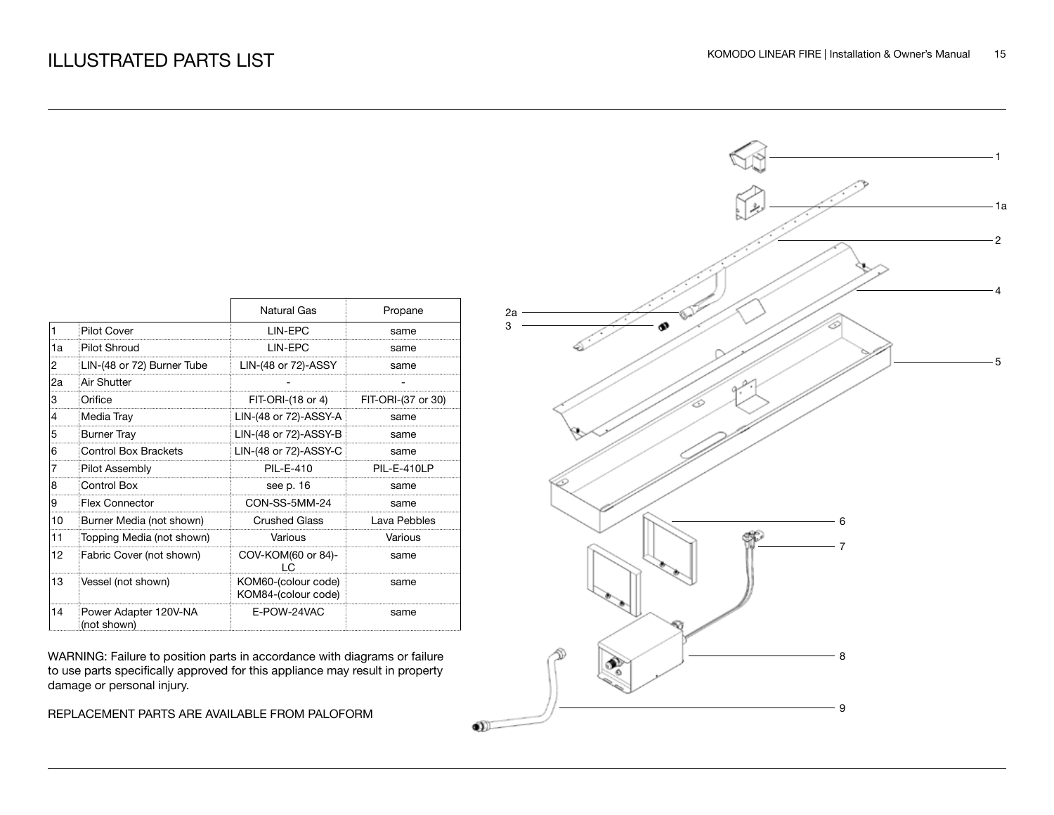# ILLUSTRATED PARTS LIST

| | | Natural Gas | Propane |
|---|---|---|---|
| 1 | Pilot Cover | LIN-EPC | same |
| 1a | Pilot Shroud | LIN-EPC | same |
| 2 | LIN-(48 or 72) Burner Tube | LIN-(48 or 72)-ASSY | same |
| 2a | Air Shutter | - | - |
| 3 | Orifice | FIT-ORI-(18 or 4) | FIT-ORI-(37 or 30) |
| 4 | Media Tray | LIN-(48 or 72)-ASSY-A | same |
| 5 | Burner Tray | LIN-(48 or 72)-ASSY-B | same |
| 6 | Control Box Brackets | LIN-(48 or 72)-ASSY-C | same |
| 7 | Pilot Assembly | PIL-E-410 | PIL-E-410LP |
| 8 | Control Box | see p. 16 | same |
| 9 | Flex Connector | CON-SS-5MM-24 | same |
| 10 | Burner Media (not shown) | Crushed Glass | Lava Pebbles |
| 11 | Topping Media (not shown) | Various | Various |
| 12 | Fabric Cover (not shown) | COV-KOM(60 or 84)-LC | same |
| 13 | Vessel (not shown) | KOM60-(colour code) KOM84-(colour code) | same |
| 14 | Power Adapter 120V-NA (not shown) | E-POW-24VAC | same |

WARNING: Failure to position parts in accordance with diagrams or failure to use parts specifically approved for this appliance may result in property damage or personal injury.

REPLACEMENT PARTS ARE AVAILABLE FROM PALOFORM

1

1a

2

4

2a

3

5

6

7

8

9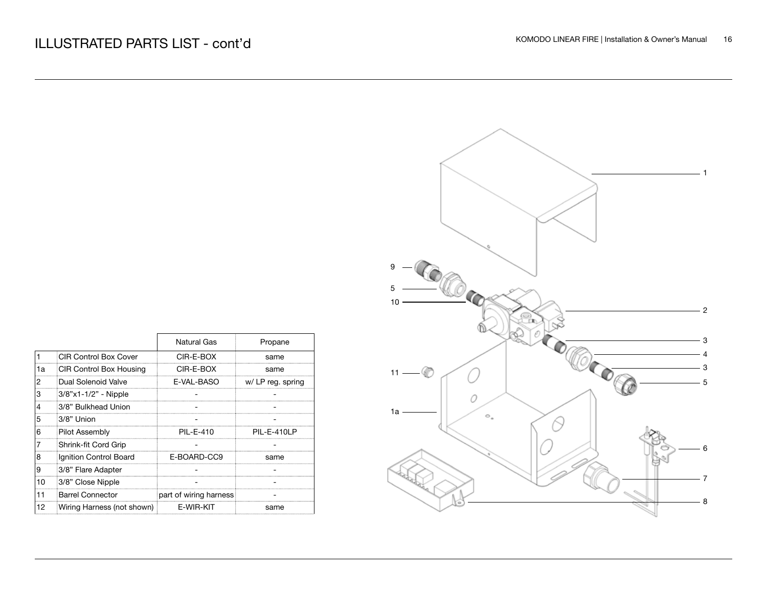# ILLUSTRATED PARTS LIST - cont'd

| | | Natural Gas | Propane |
|---|---|---|---|
| 1 | CIR Control Box Cover | CIR-E-BOX | same |
| 1a | CIR Control Box Housing | CIR-E-BOX | same |
| 2 | Dual Solenoid Valve | E-VAL-BASO | w/ LP reg. spring |
| 3 | 3/8"x1-1/2" - Nipple | - | - |
| 4 | 3/8" Bulkhead Union | - | - |
| 5 | 3/8" Union | - | - |
| 6 | Pilot Assembly | PIL-E-410 | PIL-E-410LP |
| 7 | Shrink-fit Cord Grip | - | - |
| 8 | Ignition Control Board | E-BOARD-CC9 | same |
| 9 | 3/8" Flare Adapter | - | - |
| 10 | 3/8" Close Nipple | - | - |
| 11 | Barrel Connector | part of wiring harness | - |
| 12 | Wiring Harness (not shown) | E-WIR-KIT | same |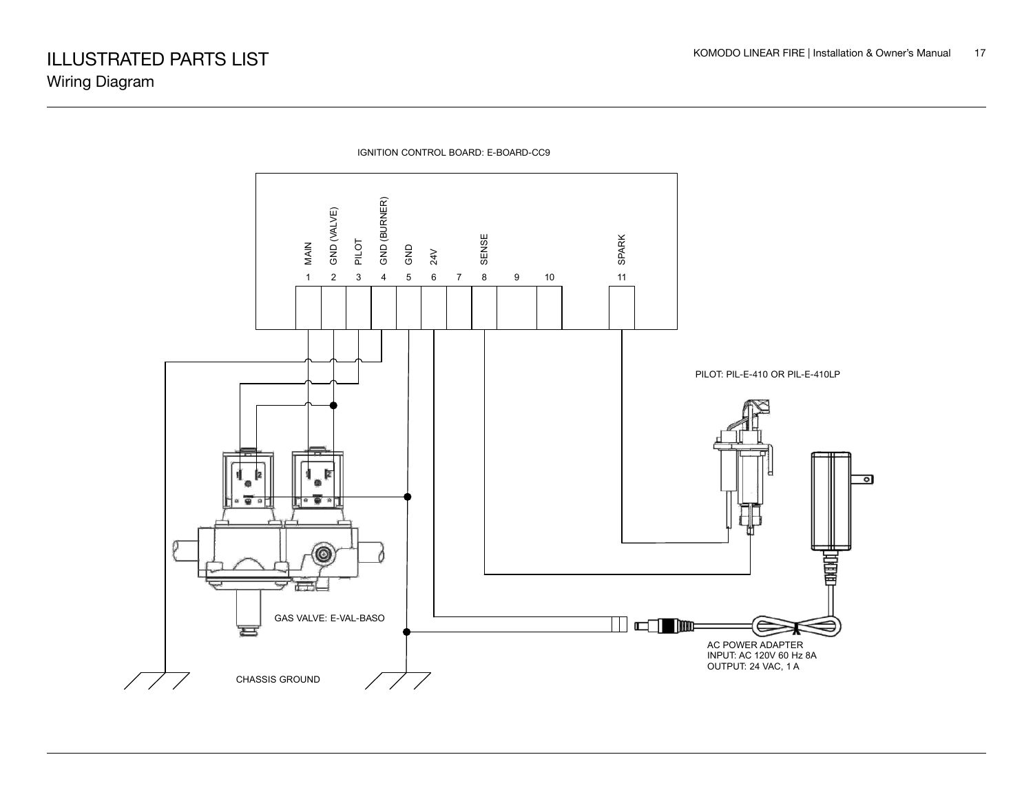# ILLUSTRATED PARTS LIST

## Wiring Diagram

IGNITION CONTROL BOARD: E-BOARD-CC9

| 1 | 2 | 3 | 4 | 5 | 6 | 7 | 8 | 9 | 10 | 11 |
|---|---|---|---|---|---|---|---|---|---|---|
| MAIN | GND (VALVE) | PILOT | GND (BURNER) | GND | 24V | | SENSE | | | SPARK |

PILOT: PIL-E-410 OR PIL-E-410LP

GAS VALVE: E-VAL-BASO

AC POWER ADAPTER
INPUT: AC 120V 60 Hz 8A
OUTPUT: 24 VAC, 1 A

CHASSIS GROUND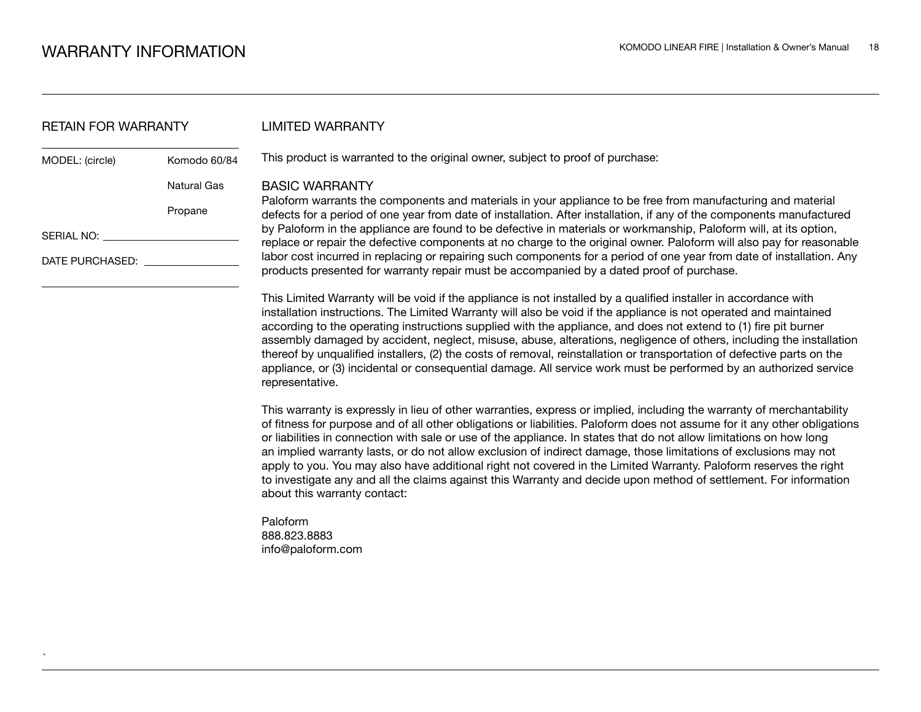# WARRANTY INFORMATION

## RETAIN FOR WARRANTY

| | |
|---|---|
| MODEL: (circle) | Komodo 60/84 |
| | Natural Gas |
| | Propane |
| SERIAL NO: | |
| DATE PURCHASED: | |

## LIMITED WARRANTY

This product is warranted to the original owner, subject to proof of purchase:

### BASIC WARRANTY

Paloform warrants the components and materials in your appliance to be free from manufacturing and material defects for a period of one year from date of installation. After installation, if any of the components manufactured by Paloform in the appliance are found to be defective in materials or workmanship, Paloform will, at its option, replace or repair the defective components at no charge to the original owner. Paloform will also pay for reasonable labor cost incurred in replacing or repairing such components for a period of one year from date of installation. Any products presented for warranty repair must be accompanied by a dated proof of purchase.

This Limited Warranty will be void if the appliance is not installed by a qualified installer in accordance with installation instructions. The Limited Warranty will also be void if the appliance is not operated and maintained according to the operating instructions supplied with the appliance, and does not extend to (1) fire pit burner assembly damaged by accident, neglect, misuse, abuse, alterations, negligence of others, including the installation thereof by unqualified installers, (2) the costs of removal, reinstallation or transportation of defective parts on the appliance, or (3) incidental or consequential damage. All service work must be performed by an authorized service representative.

This warranty is expressly in lieu of other warranties, express or implied, including the warranty of merchantability of fitness for purpose and of all other obligations or liabilities. Paloform does not assume for it any other obligations or liabilities in connection with sale or use of the appliance. In states that do not allow limitations on how long an implied warranty lasts, or do not allow exclusion of indirect damage, those limitations of exclusions may not apply to you. You may also have additional right not covered in the Limited Warranty. Paloform reserves the right to investigate any and all the claims against this Warranty and decide upon method of settlement. For information about this warranty contact:

Paloform
888.823.8883
info@paloform.com